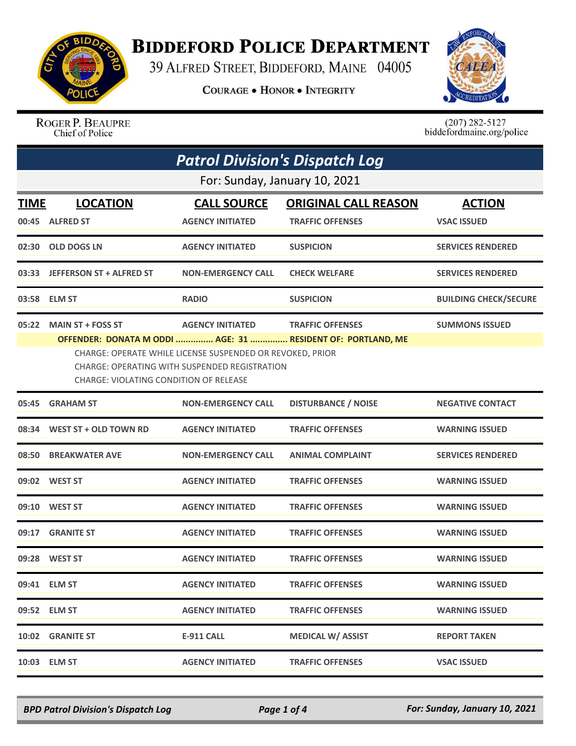# Biddeford Police Department

39 Alfred Street, Biddeford, Maine 04005

**Courage • Honor • Integrity**

Roger P. Beaupre
Chief of Police

(207) 282-5127
biddefordmaine.org/police

## *Patrol Division's Dispatch Log*

For: Sunday, January 10, 2021

| TIME | LOCATION | CALL SOURCE | ORIGINAL CALL REASON | ACTION |
|---|---|---|---|---|
| 00:45 | ALFRED ST | AGENCY INITIATED | TRAFFIC OFFENSES | VSAC ISSUED |
| 02:30 | OLD DOGS LN | AGENCY INITIATED | SUSPICION | SERVICES RENDERED |
| 03:33 | JEFFERSON ST + ALFRED ST | NON-EMERGENCY CALL | CHECK WELFARE | SERVICES RENDERED |
| 03:58 | ELM ST | RADIO | SUSPICION | BUILDING CHECK/SECURE |
| 05:22 | MAIN ST + FOSS ST | AGENCY INITIATED | TRAFFIC OFFENSES | SUMMONS ISSUED |

**OFFENDER: DONATA M ODDI ............... AGE: 31 ............... RESIDENT OF: PORTLAND, ME**

CHARGE: OPERATE WHILE LICENSE SUSPENDED OR REVOKED, PRIOR
CHARGE: OPERATING WITH SUSPENDED REGISTRATION
CHARGE: VIOLATING CONDITION OF RELEASE

| TIME | LOCATION | CALL SOURCE | ORIGINAL CALL REASON | ACTION |
|---|---|---|---|---|
| 05:45 | GRAHAM ST | NON-EMERGENCY CALL | DISTURBANCE / NOISE | NEGATIVE CONTACT |
| 08:34 | WEST ST + OLD TOWN RD | AGENCY INITIATED | TRAFFIC OFFENSES | WARNING ISSUED |
| 08:50 | BREAKWATER AVE | NON-EMERGENCY CALL | ANIMAL COMPLAINT | SERVICES RENDERED |
| 09:02 | WEST ST | AGENCY INITIATED | TRAFFIC OFFENSES | WARNING ISSUED |
| 09:10 | WEST ST | AGENCY INITIATED | TRAFFIC OFFENSES | WARNING ISSUED |
| 09:17 | GRANITE ST | AGENCY INITIATED | TRAFFIC OFFENSES | WARNING ISSUED |
| 09:28 | WEST ST | AGENCY INITIATED | TRAFFIC OFFENSES | WARNING ISSUED |
| 09:41 | ELM ST | AGENCY INITIATED | TRAFFIC OFFENSES | WARNING ISSUED |
| 09:52 | ELM ST | AGENCY INITIATED | TRAFFIC OFFENSES | WARNING ISSUED |
| 10:02 | GRANITE ST | E-911 CALL | MEDICAL W/ ASSIST | REPORT TAKEN |
| 10:03 | ELM ST | AGENCY INITIATED | TRAFFIC OFFENSES | VSAC ISSUED |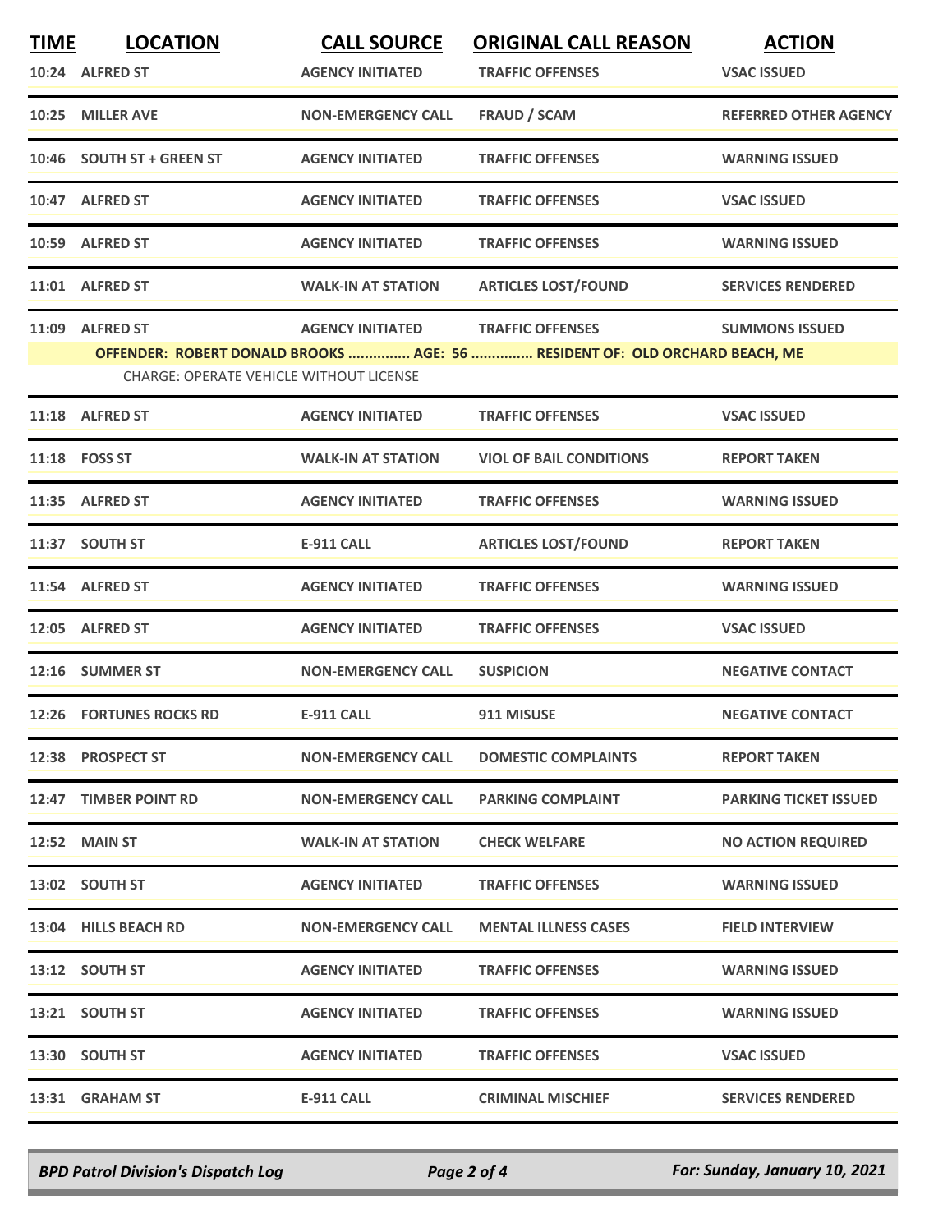| TIME | LOCATION | CALL SOURCE | ORIGINAL CALL REASON | ACTION |
|---|---|---|---|---|
| 10:24 | ALFRED ST | AGENCY INITIATED | TRAFFIC OFFENSES | VSAC ISSUED |
| 10:25 | MILLER AVE | NON-EMERGENCY CALL | FRAUD / SCAM | REFERRED OTHER AGENCY |
| 10:46 | SOUTH ST + GREEN ST | AGENCY INITIATED | TRAFFIC OFFENSES | WARNING ISSUED |
| 10:47 | ALFRED ST | AGENCY INITIATED | TRAFFIC OFFENSES | VSAC ISSUED |
| 10:59 | ALFRED ST | AGENCY INITIATED | TRAFFIC OFFENSES | WARNING ISSUED |
| 11:01 | ALFRED ST | WALK-IN AT STATION | ARTICLES LOST/FOUND | SERVICES RENDERED |
| 11:09 | ALFRED ST | AGENCY INITIATED | TRAFFIC OFFENSES | SUMMONS ISSUED |
| | OFFENDER: ROBERT DONALD BROOKS ............... AGE: 56 ............... RESIDENT OF: OLD ORCHARD BEACH, ME | | | |
| | CHARGE: OPERATE VEHICLE WITHOUT LICENSE | | | |
| 11:18 | ALFRED ST | AGENCY INITIATED | TRAFFIC OFFENSES | VSAC ISSUED |
| 11:18 | FOSS ST | WALK-IN AT STATION | VIOL OF BAIL CONDITIONS | REPORT TAKEN |
| 11:35 | ALFRED ST | AGENCY INITIATED | TRAFFIC OFFENSES | WARNING ISSUED |
| 11:37 | SOUTH ST | E-911 CALL | ARTICLES LOST/FOUND | REPORT TAKEN |
| 11:54 | ALFRED ST | AGENCY INITIATED | TRAFFIC OFFENSES | WARNING ISSUED |
| 12:05 | ALFRED ST | AGENCY INITIATED | TRAFFIC OFFENSES | VSAC ISSUED |
| 12:16 | SUMMER ST | NON-EMERGENCY CALL | SUSPICION | NEGATIVE CONTACT |
| 12:26 | FORTUNES ROCKS RD | E-911 CALL | 911 MISUSE | NEGATIVE CONTACT |
| 12:38 | PROSPECT ST | NON-EMERGENCY CALL | DOMESTIC COMPLAINTS | REPORT TAKEN |
| 12:47 | TIMBER POINT RD | NON-EMERGENCY CALL | PARKING COMPLAINT | PARKING TICKET ISSUED |
| 12:52 | MAIN ST | WALK-IN AT STATION | CHECK WELFARE | NO ACTION REQUIRED |
| 13:02 | SOUTH ST | AGENCY INITIATED | TRAFFIC OFFENSES | WARNING ISSUED |
| 13:04 | HILLS BEACH RD | NON-EMERGENCY CALL | MENTAL ILLNESS CASES | FIELD INTERVIEW |
| 13:12 | SOUTH ST | AGENCY INITIATED | TRAFFIC OFFENSES | WARNING ISSUED |
| 13:21 | SOUTH ST | AGENCY INITIATED | TRAFFIC OFFENSES | WARNING ISSUED |
| 13:30 | SOUTH ST | AGENCY INITIATED | TRAFFIC OFFENSES | VSAC ISSUED |
| 13:31 | GRAHAM ST | E-911 CALL | CRIMINAL MISCHIEF | SERVICES RENDERED |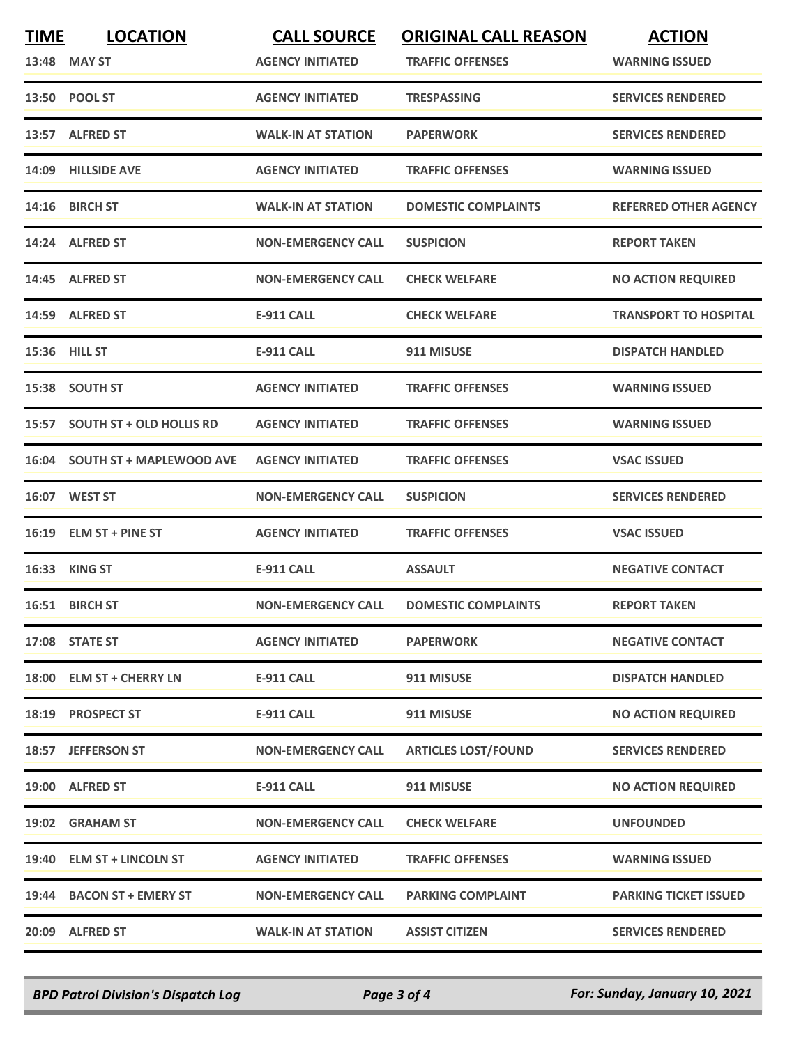| TIME | LOCATION | CALL SOURCE | ORIGINAL CALL REASON | ACTION |
|---|---|---|---|---|
| 13:48 | MAY ST | AGENCY INITIATED | TRAFFIC OFFENSES | WARNING ISSUED |
| 13:50 | POOL ST | AGENCY INITIATED | TRESPASSING | SERVICES RENDERED |
| 13:57 | ALFRED ST | WALK-IN AT STATION | PAPERWORK | SERVICES RENDERED |
| 14:09 | HILLSIDE AVE | AGENCY INITIATED | TRAFFIC OFFENSES | WARNING ISSUED |
| 14:16 | BIRCH ST | WALK-IN AT STATION | DOMESTIC COMPLAINTS | REFERRED OTHER AGENCY |
| 14:24 | ALFRED ST | NON-EMERGENCY CALL | SUSPICION | REPORT TAKEN |
| 14:45 | ALFRED ST | NON-EMERGENCY CALL | CHECK WELFARE | NO ACTION REQUIRED |
| 14:59 | ALFRED ST | E-911 CALL | CHECK WELFARE | TRANSPORT TO HOSPITAL |
| 15:36 | HILL ST | E-911 CALL | 911 MISUSE | DISPATCH HANDLED |
| 15:38 | SOUTH ST | AGENCY INITIATED | TRAFFIC OFFENSES | WARNING ISSUED |
| 15:57 | SOUTH ST + OLD HOLLIS RD | AGENCY INITIATED | TRAFFIC OFFENSES | WARNING ISSUED |
| 16:04 | SOUTH ST + MAPLEWOOD AVE | AGENCY INITIATED | TRAFFIC OFFENSES | VSAC ISSUED |
| 16:07 | WEST ST | NON-EMERGENCY CALL | SUSPICION | SERVICES RENDERED |
| 16:19 | ELM ST + PINE ST | AGENCY INITIATED | TRAFFIC OFFENSES | VSAC ISSUED |
| 16:33 | KING ST | E-911 CALL | ASSAULT | NEGATIVE CONTACT |
| 16:51 | BIRCH ST | NON-EMERGENCY CALL | DOMESTIC COMPLAINTS | REPORT TAKEN |
| 17:08 | STATE ST | AGENCY INITIATED | PAPERWORK | NEGATIVE CONTACT |
| 18:00 | ELM ST + CHERRY LN | E-911 CALL | 911 MISUSE | DISPATCH HANDLED |
| 18:19 | PROSPECT ST | E-911 CALL | 911 MISUSE | NO ACTION REQUIRED |
| 18:57 | JEFFERSON ST | NON-EMERGENCY CALL | ARTICLES LOST/FOUND | SERVICES RENDERED |
| 19:00 | ALFRED ST | E-911 CALL | 911 MISUSE | NO ACTION REQUIRED |
| 19:02 | GRAHAM ST | NON-EMERGENCY CALL | CHECK WELFARE | UNFOUNDED |
| 19:40 | ELM ST + LINCOLN ST | AGENCY INITIATED | TRAFFIC OFFENSES | WARNING ISSUED |
| 19:44 | BACON ST + EMERY ST | NON-EMERGENCY CALL | PARKING COMPLAINT | PARKING TICKET ISSUED |
| 20:09 | ALFRED ST | WALK-IN AT STATION | ASSIST CITIZEN | SERVICES RENDERED |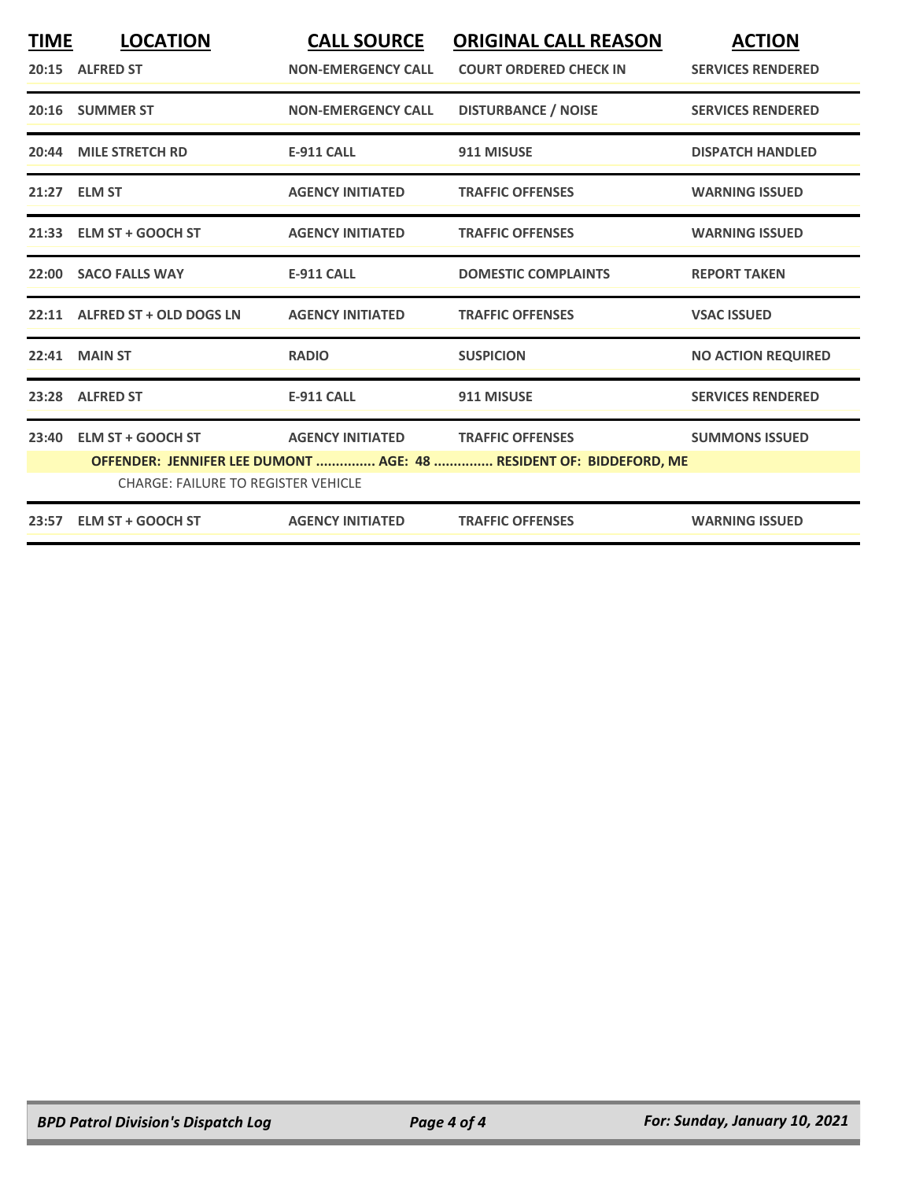| TIME | LOCATION | CALL SOURCE | ORIGINAL CALL REASON | ACTION |
|---|---|---|---|---|
| 20:15 | ALFRED ST | NON-EMERGENCY CALL | COURT ORDERED CHECK IN | SERVICES RENDERED |
| 20:16 | SUMMER ST | NON-EMERGENCY CALL | DISTURBANCE / NOISE | SERVICES RENDERED |
| 20:44 | MILE STRETCH RD | E-911 CALL | 911 MISUSE | DISPATCH HANDLED |
| 21:27 | ELM ST | AGENCY INITIATED | TRAFFIC OFFENSES | WARNING ISSUED |
| 21:33 | ELM ST + GOOCH ST | AGENCY INITIATED | TRAFFIC OFFENSES | WARNING ISSUED |
| 22:00 | SACO FALLS WAY | E-911 CALL | DOMESTIC COMPLAINTS | REPORT TAKEN |
| 22:11 | ALFRED ST + OLD DOGS LN | AGENCY INITIATED | TRAFFIC OFFENSES | VSAC ISSUED |
| 22:41 | MAIN ST | RADIO | SUSPICION | NO ACTION REQUIRED |
| 23:28 | ALFRED ST | E-911 CALL | 911 MISUSE | SERVICES RENDERED |
| 23:40 | ELM ST + GOOCH ST | AGENCY INITIATED | TRAFFIC OFFENSES | SUMMONS ISSUED |
| | OFFENDER: JENNIFER LEE DUMONT ............... AGE: 48 ............... RESIDENT OF: BIDDEFORD, ME | | | |
| | CHARGE: FAILURE TO REGISTER VEHICLE | | | |
| 23:57 | ELM ST + GOOCH ST | AGENCY INITIATED | TRAFFIC OFFENSES | WARNING ISSUED |

*BPD Patrol Division's Dispatch Log*

*For: Sunday, January 10, 2021*